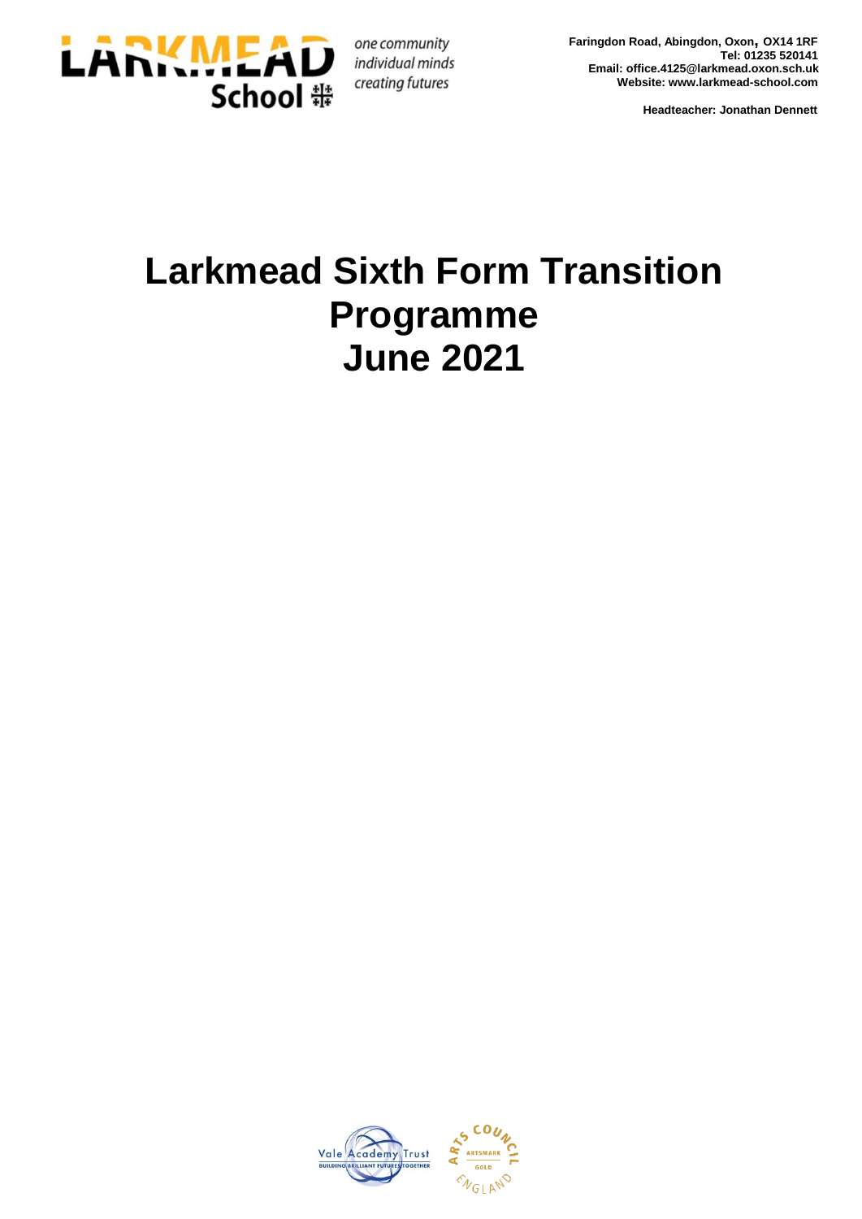LARKMEAD School

one community
individual minds
creating futures

**Faringdon Road, Abingdon, Oxon, OX14 1RF**
**Tel: 01235 520141**
**Email: office.4125@larkmead.oxon.sch.uk**
**Website: www.larkmead-school.com**

**Headteacher: Jonathan Dennett**

# Larkmead Sixth Form Transition Programme June 2021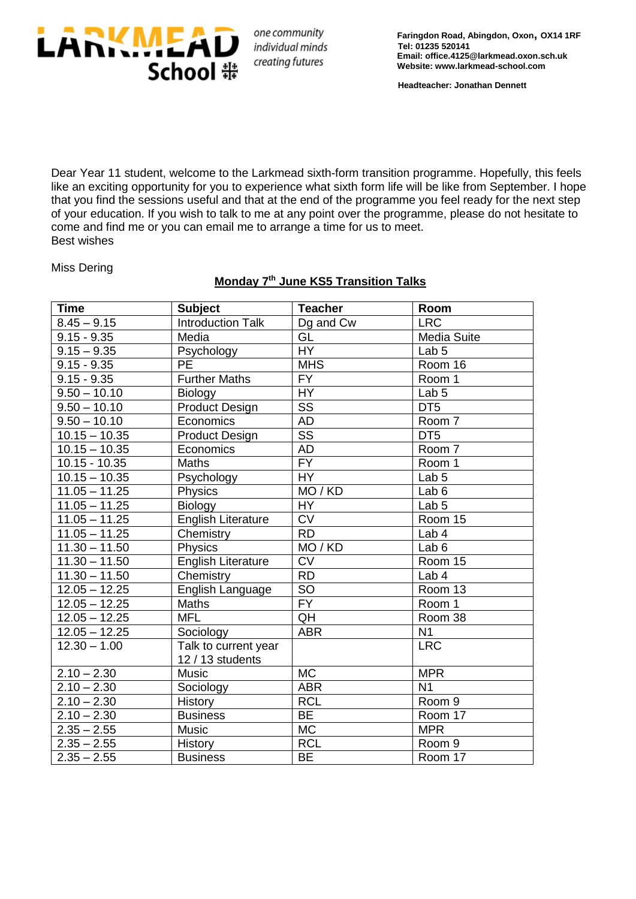LARKMEAD School

*one community individual minds creating futures*

**Faringdon Road, Abingdon, Oxon, OX14 1RF**
**Tel: 01235 520141**
**Email: office.4125@larkmead.oxon.sch.uk**
**Website: www.larkmead-school.com**

**Headteacher: Jonathan Dennett**

Dear Year 11 student, welcome to the Larkmead sixth-form transition programme. Hopefully, this feels like an exciting opportunity for you to experience what sixth form life will be like from September. I hope that you find the sessions useful and that at the end of the programme you feel ready for the next step of your education. If you wish to talk to me at any point over the programme, please do not hesitate to come and find me or you can email me to arrange a time for us to meet.
Best wishes

Miss Dering

**Monday 7th June KS5 Transition Talks**

| Time | Subject | Teacher | Room |
|---|---|---|---|
| 8.45 – 9.15 | Introduction Talk | Dg and Cw | LRC |
| 9.15 - 9.35 | Media | GL | Media Suite |
| 9.15 – 9.35 | Psychology | HY | Lab 5 |
| 9.15 - 9.35 | PE | MHS | Room 16 |
| 9.15 - 9.35 | Further Maths | FY | Room 1 |
| 9.50 – 10.10 | Biology | HY | Lab 5 |
| 9.50 – 10.10 | Product Design | SS | DT5 |
| 9.50 – 10.10 | Economics | AD | Room 7 |
| 10.15 – 10.35 | Product Design | SS | DT5 |
| 10.15 – 10.35 | Economics | AD | Room 7 |
| 10.15 - 10.35 | Maths | FY | Room 1 |
| 10.15 – 10.35 | Psychology | HY | Lab 5 |
| 11.05 – 11.25 | Physics | MO / KD | Lab 6 |
| 11.05 – 11.25 | Biology | HY | Lab 5 |
| 11.05 – 11.25 | English Literature | CV | Room 15 |
| 11.05 – 11.25 | Chemistry | RD | Lab 4 |
| 11.30 – 11.50 | Physics | MO / KD | Lab 6 |
| 11.30 – 11.50 | English Literature | CV | Room 15 |
| 11.30 – 11.50 | Chemistry | RD | Lab 4 |
| 12.05 – 12.25 | English Language | SO | Room 13 |
| 12.05 – 12.25 | Maths | FY | Room 1 |
| 12.05 – 12.25 | MFL | QH | Room 38 |
| 12.05 – 12.25 | Sociology | ABR | N1 |
| 12.30 – 1.00 | Talk to current year 12 / 13 students | | LRC |
| 2.10 – 2.30 | Music | MC | MPR |
| 2.10 – 2.30 | Sociology | ABR | N1 |
| 2.10 – 2.30 | History | RCL | Room 9 |
| 2.10 – 2.30 | Business | BE | Room 17 |
| 2.35 – 2.55 | Music | MC | MPR |
| 2.35 – 2.55 | History | RCL | Room 9 |
| 2.35 – 2.55 | Business | BE | Room 17 |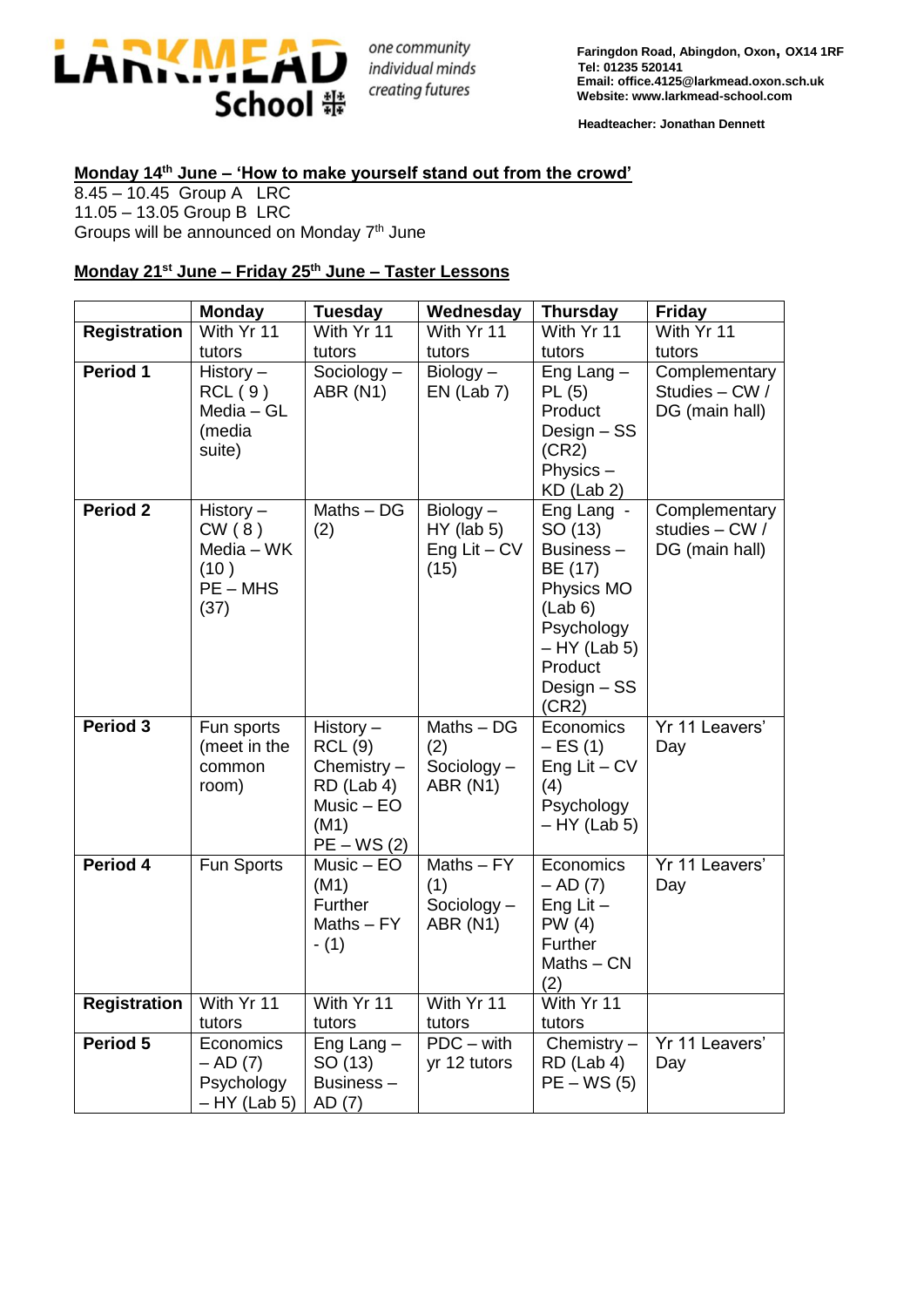**LARKMEAD School** — *one community, individual minds, creating futures*

Faringdon Road, Abingdon, Oxon, OX14 1RF
Tel: 01235 520141
Email: office.4125@larkmead.oxon.sch.uk
Website: www.larkmead-school.com

Headteacher: Jonathan Dennett

**Monday 14th June – 'How to make yourself stand out from the crowd'**

8.45 – 10.45 Group A LRC
11.05 – 13.05 Group B LRC
Groups will be announced on Monday 7th June

**Monday 21st June – Friday 25th June – Taster Lessons**

| | Monday | Tuesday | Wednesday | Thursday | Friday |
|---|---|---|---|---|---|
| **Registration** | With Yr 11 tutors | With Yr 11 tutors | With Yr 11 tutors | With Yr 11 tutors | With Yr 11 tutors |
| **Period 1** | History – RCL ( 9 ) Media – GL (media suite) | Sociology – ABR (N1) | Biology – EN (Lab 7) | Eng Lang – PL (5) Product Design – SS (CR2) Physics – KD (Lab 2) | Complementary Studies – CW / DG (main hall) |
| **Period 2** | History – CW ( 8 ) Media – WK (10 ) PE – MHS (37) | Maths – DG (2) | Biology – HY (lab 5) Eng Lit – CV (15) | Eng Lang - SO (13) Business – BE (17) Physics MO (Lab 6) Psychology – HY (Lab 5) Product Design – SS (CR2) | Complementary studies – CW / DG (main hall) |
| **Period 3** | Fun sports (meet in the common room) | History – RCL (9) Chemistry – RD (Lab 4) Music – EO (M1) PE – WS (2) | Maths – DG (2) Sociology – ABR (N1) | Economics – ES (1) Eng Lit – CV (4) Psychology – HY (Lab 5) | Yr 11 Leavers' Day |
| **Period 4** | Fun Sports | Music – EO (M1) Further Maths – FY - (1) | Maths – FY (1) Sociology – ABR (N1) | Economics – AD (7) Eng Lit – PW (4) Further Maths – CN (2) | Yr 11 Leavers' Day |
| **Registration** | With Yr 11 tutors | With Yr 11 tutors | With Yr 11 tutors | With Yr 11 tutors | |
| **Period 5** | Economics – AD (7) Psychology – HY (Lab 5) | Eng Lang – SO (13) Business – AD (7) | PDC – with yr 12 tutors | Chemistry – RD (Lab 4) PE – WS (5) | Yr 11 Leavers' Day |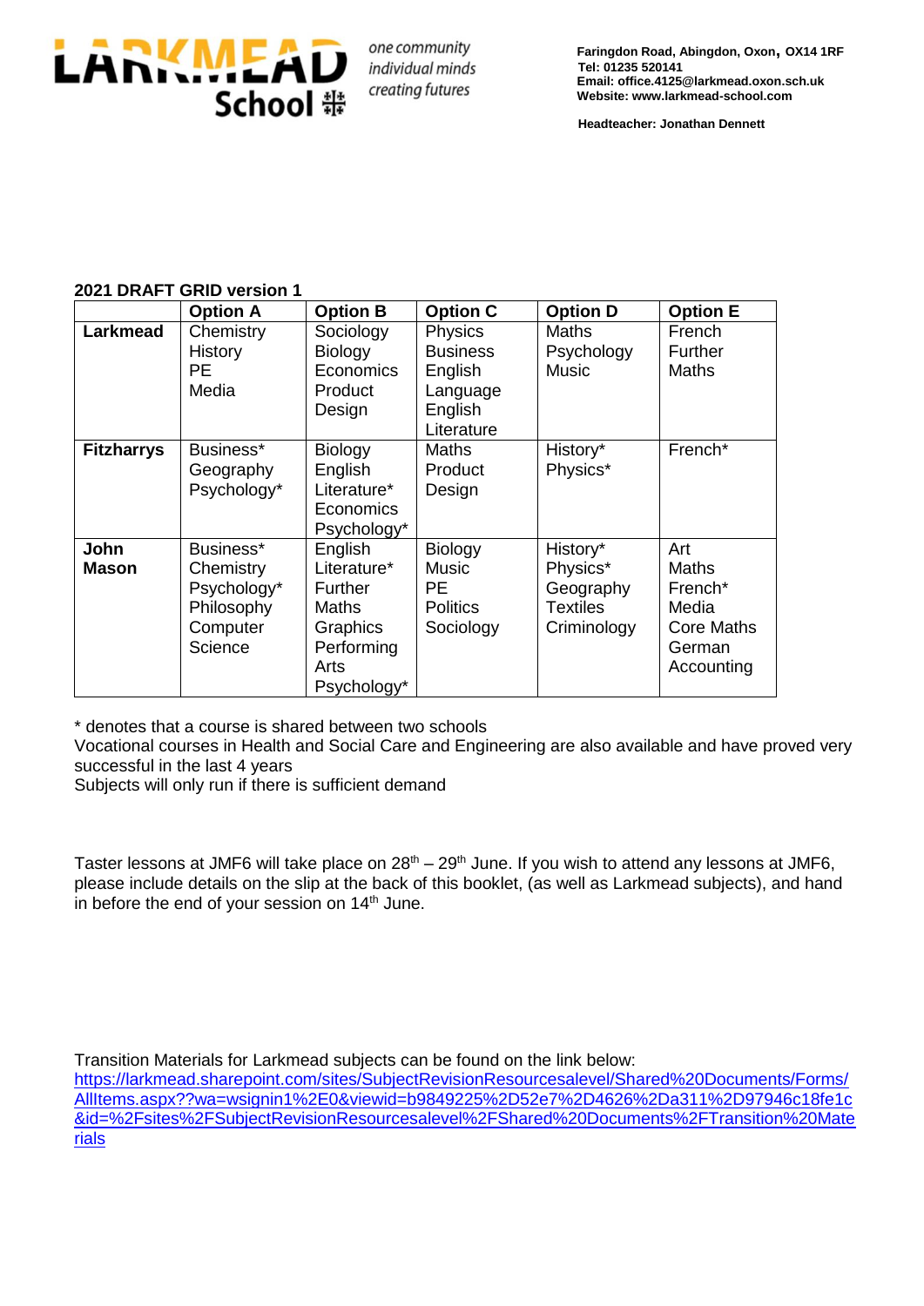LARKMEAD School

one community
individual minds
creating futures

**Faringdon Road, Abingdon, Oxon, OX14 1RF**
**Tel: 01235 520141**
**Email: office.4125@larkmead.oxon.sch.uk**
**Website: www.larkmead-school.com**

**Headteacher: Jonathan Dennett**

**2021 DRAFT GRID version 1**

| | Option A | Option B | Option C | Option D | Option E |
|---|---|---|---|---|---|
| **Larkmead** | Chemistry<br>History<br>PE<br>Media | Sociology<br>Biology<br>Economics<br>Product Design | Physics<br>Business<br>English Language<br>English Literature | Maths<br>Psychology<br>Music | French<br>Further Maths |
| **Fitzharrys** | Business*<br>Geography<br>Psychology* | Biology<br>English Literature*<br>Economics<br>Psychology* | Maths<br>Product Design | History*<br>Physics* | French* |
| **John Mason** | Business*<br>Chemistry<br>Psychology*<br>Philosophy<br>Computer Science | English Literature*<br>Further Maths<br>Graphics<br>Performing Arts<br>Psychology* | Biology<br>Music<br>PE<br>Politics<br>Sociology | History*<br>Physics*<br>Geography<br>Textiles<br>Criminology | Art<br>Maths<br>French*<br>Media<br>Core Maths<br>German<br>Accounting |

* denotes that a course is shared between two schools
Vocational courses in Health and Social Care and Engineering are also available and have proved very successful in the last 4 years
Subjects will only run if there is sufficient demand

Taster lessons at JMF6 will take place on 28th – 29th June. If you wish to attend any lessons at JMF6, please include details on the slip at the back of this booklet, (as well as Larkmead subjects), and hand in before the end of your session on 14th June.

Transition Materials for Larkmead subjects can be found on the link below:
https://larkmead.sharepoint.com/sites/SubjectRevisionResourcesalevel/Shared%20Documents/Forms/AllItems.aspx??wa=wsignin1%2E0&viewid=b9849225%2D52e7%2D4626%2Da311%2D97946c18fe1c&id=%2Fsites%2FSubjectRevisionResourcesalevel%2FShared%20Documents%2FTransition%20Materials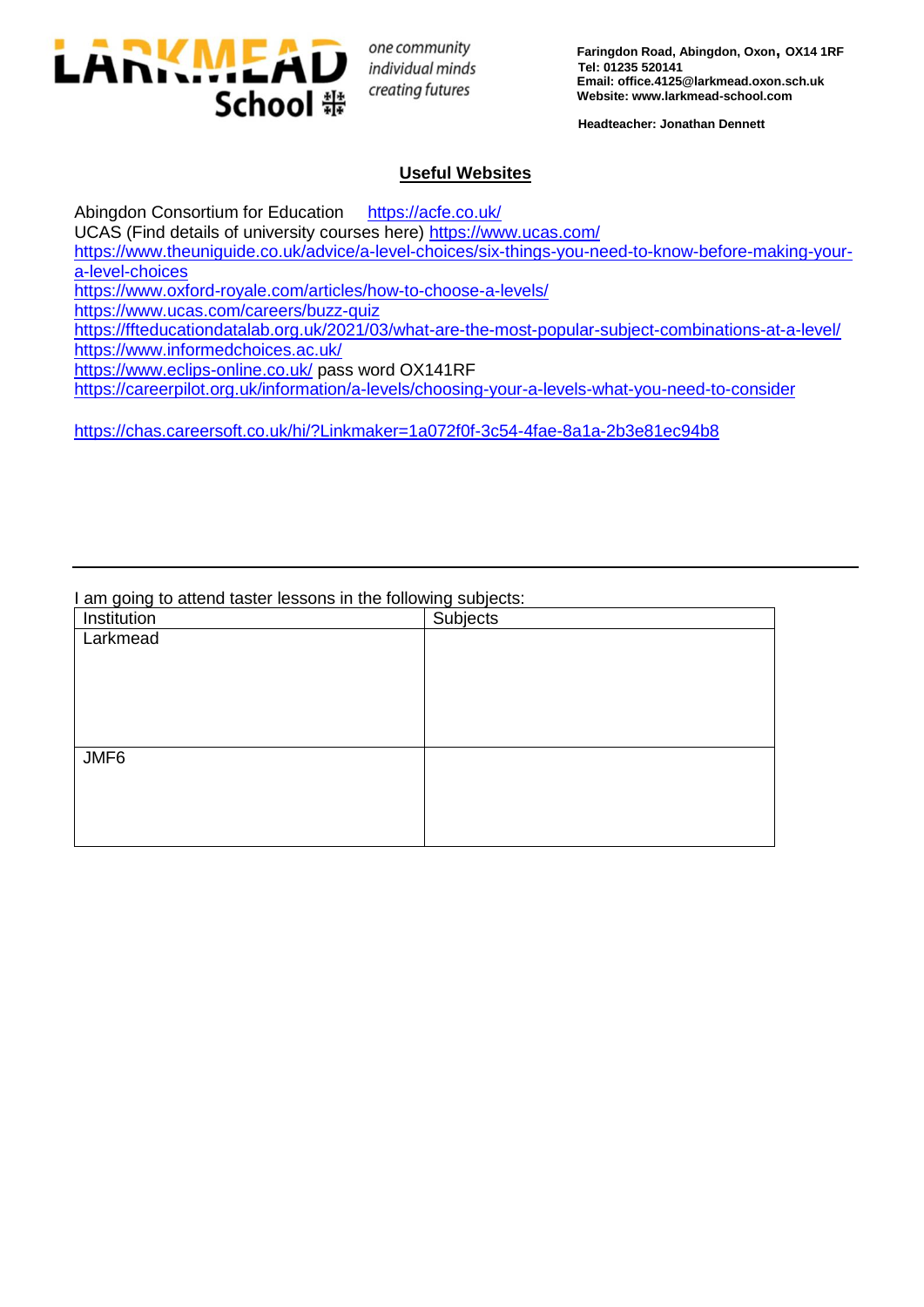**LARKMEAD School** — one community, individual minds, creating futures

**Faringdon Road, Abingdon, Oxon, OX14 1RF**
**Tel: 01235 520141**
**Email: office.4125@larkmead.oxon.sch.uk**
**Website: www.larkmead-school.com**

**Headteacher: Jonathan Dennett**

## Useful Websites

Abingdon Consortium for Education https://acfe.co.uk/
UCAS (Find details of university courses here) https://www.ucas.com/
https://www.theuniguide.co.uk/advice/a-level-choices/six-things-you-need-to-know-before-making-your-a-level-choices
https://www.oxford-royale.com/articles/how-to-choose-a-levels/
https://www.ucas.com/careers/buzz-quiz
https://ffteducationdatalab.org.uk/2021/03/what-are-the-most-popular-subject-combinations-at-a-level/
https://www.informedchoices.ac.uk/
https://www.eclips-online.co.uk/ pass word OX141RF
https://careerpilot.org.uk/information/a-levels/choosing-your-a-levels-what-you-need-to-consider

https://chas.careersoft.co.uk/hi/?Linkmaker=1a072f0f-3c54-4fae-8a1a-2b3e81ec94b8

---

I am going to attend taster lessons in the following subjects:

| Institution | Subjects |
|---|---|
| Larkmead | |
| JMF6 | |